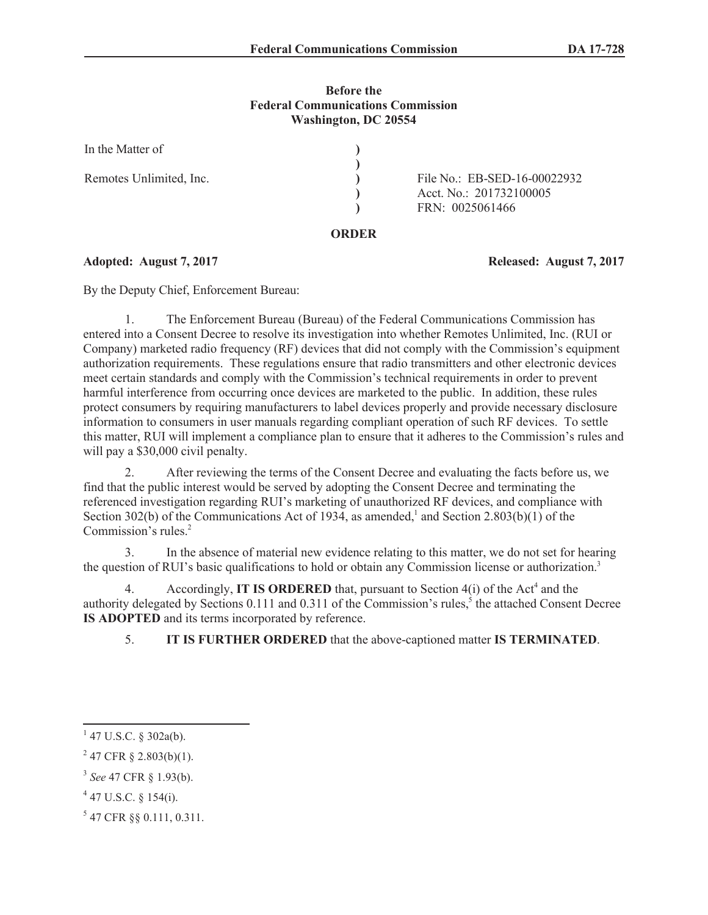**Before the**
**Federal Communications Commission**
**Washington, DC 20554**

| | | |
|---|---|---|
| In the Matter of | ) | |
| | ) | |
| Remotes Unlimited, Inc. | ) | File No.: EB-SED-16-00022932 |
| | ) | Acct. No.: 201732100005 |
| | ) | FRN: 0025061466 |

## ORDER

**Adopted: August 7, 2017** **Released: August 7, 2017**

By the Deputy Chief, Enforcement Bureau:

1. The Enforcement Bureau (Bureau) of the Federal Communications Commission has entered into a Consent Decree to resolve its investigation into whether Remotes Unlimited, Inc. (RUI or Company) marketed radio frequency (RF) devices that did not comply with the Commission's equipment authorization requirements. These regulations ensure that radio transmitters and other electronic devices meet certain standards and comply with the Commission's technical requirements in order to prevent harmful interference from occurring once devices are marketed to the public. In addition, these rules protect consumers by requiring manufacturers to label devices properly and provide necessary disclosure information to consumers in user manuals regarding compliant operation of such RF devices. To settle this matter, RUI will implement a compliance plan to ensure that it adheres to the Commission's rules and will pay a $30,000 civil penalty.

2. After reviewing the terms of the Consent Decree and evaluating the facts before us, we find that the public interest would be served by adopting the Consent Decree and terminating the referenced investigation regarding RUI's marketing of unauthorized RF devices, and compliance with Section 302(b) of the Communications Act of 1934, as amended,[1] and Section 2.803(b)(1) of the Commission's rules.[2]

3. In the absence of material new evidence relating to this matter, we do not set for hearing the question of RUI's basic qualifications to hold or obtain any Commission license or authorization.[3]

4. Accordingly, **IT IS ORDERED** that, pursuant to Section 4(i) of the Act[4] and the authority delegated by Sections 0.111 and 0.311 of the Commission's rules,[5] the attached Consent Decree **IS ADOPTED** and its terms incorporated by reference.

5. **IT IS FURTHER ORDERED** that the above-captioned matter **IS TERMINATED**.

---

[1] 47 U.S.C. § 302a(b).

[2] 47 CFR § 2.803(b)(1).

[3] *See* 47 CFR § 1.93(b).

[4] 47 U.S.C. § 154(i).

[5] 47 CFR §§ 0.111, 0.311.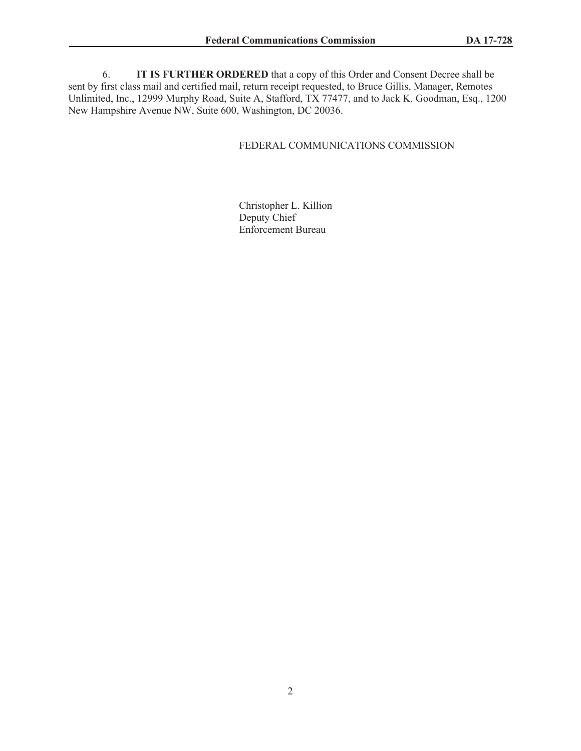6. **IT IS FURTHER ORDERED** that a copy of this Order and Consent Decree shall be sent by first class mail and certified mail, return receipt requested, to Bruce Gillis, Manager, Remotes Unlimited, Inc., 12999 Murphy Road, Suite A, Stafford, TX 77477, and to Jack K. Goodman, Esq., 1200 New Hampshire Avenue NW, Suite 600, Washington, DC 20036.

FEDERAL COMMUNICATIONS COMMISSION

Christopher L. Killion
Deputy Chief
Enforcement Bureau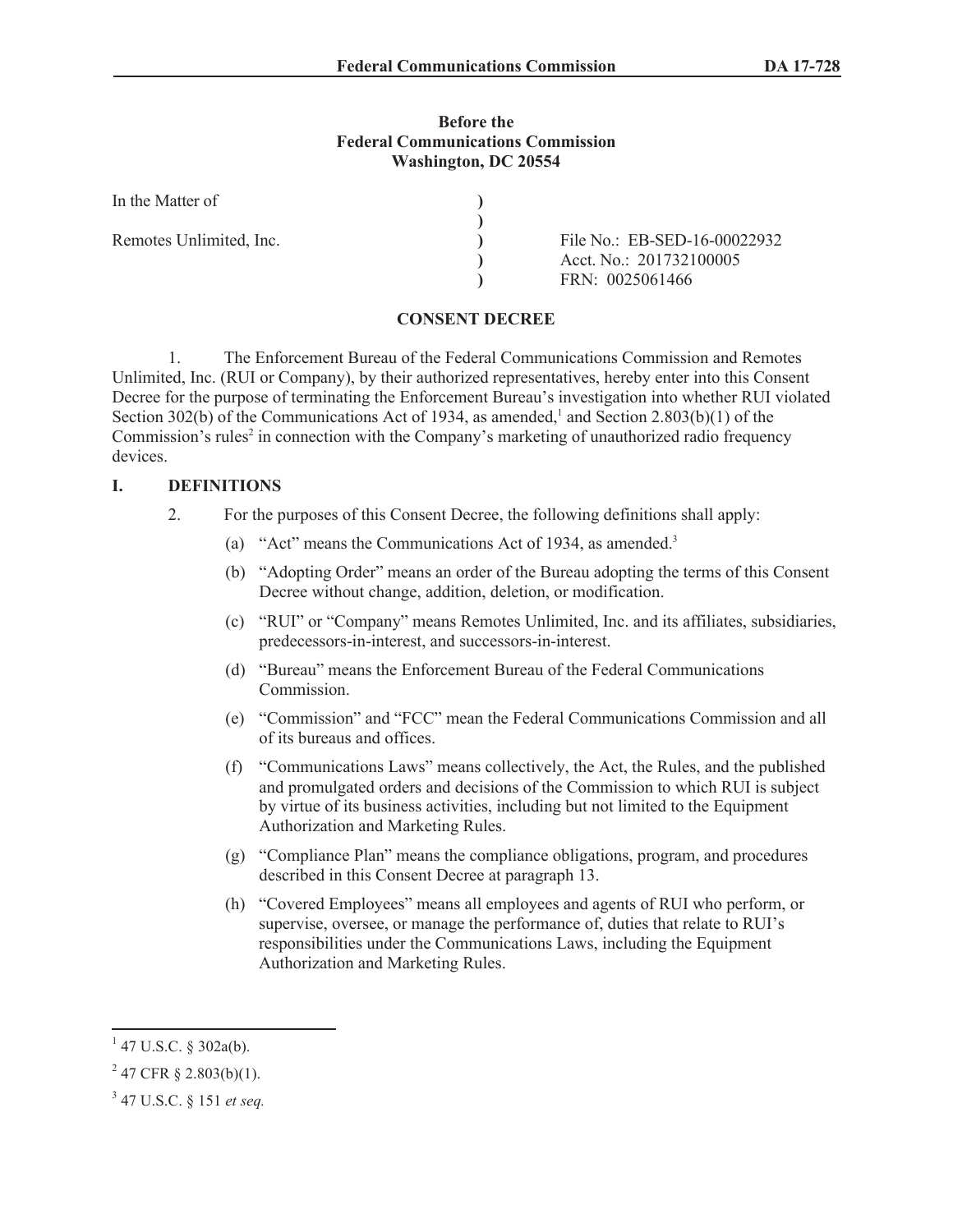**Before the**
**Federal Communications Commission**
**Washington, DC 20554**

| | | |
|---|---|---|
| In the Matter of | ) | |
| | ) | |
| Remotes Unlimited, Inc. | ) | File No.: EB-SED-16-00022932 |
| | ) | Acct. No.: 201732100005 |
| | ) | FRN: 0025061466 |

**CONSENT DECREE**

1. The Enforcement Bureau of the Federal Communications Commission and Remotes Unlimited, Inc. (RUI or Company), by their authorized representatives, hereby enter into this Consent Decree for the purpose of terminating the Enforcement Bureau's investigation into whether RUI violated Section 302(b) of the Communications Act of 1934, as amended,[1] and Section 2.803(b)(1) of the Commission's rules[2] in connection with the Company's marketing of unauthorized radio frequency devices.

## I. DEFINITIONS

2. For the purposes of this Consent Decree, the following definitions shall apply:

(a) "Act" means the Communications Act of 1934, as amended.[3]

(b) "Adopting Order" means an order of the Bureau adopting the terms of this Consent Decree without change, addition, deletion, or modification.

(c) "RUI" or "Company" means Remotes Unlimited, Inc. and its affiliates, subsidiaries, predecessors-in-interest, and successors-in-interest.

(d) "Bureau" means the Enforcement Bureau of the Federal Communications Commission.

(e) "Commission" and "FCC" mean the Federal Communications Commission and all of its bureaus and offices.

(f) "Communications Laws" means collectively, the Act, the Rules, and the published and promulgated orders and decisions of the Commission to which RUI is subject by virtue of its business activities, including but not limited to the Equipment Authorization and Marketing Rules.

(g) "Compliance Plan" means the compliance obligations, program, and procedures described in this Consent Decree at paragraph 13.

(h) "Covered Employees" means all employees and agents of RUI who perform, or supervise, oversee, or manage the performance of, duties that relate to RUI's responsibilities under the Communications Laws, including the Equipment Authorization and Marketing Rules.

---

[1] 47 U.S.C. § 302a(b).

[2] 47 CFR § 2.803(b)(1).

[3] 47 U.S.C. § 151 *et seq.*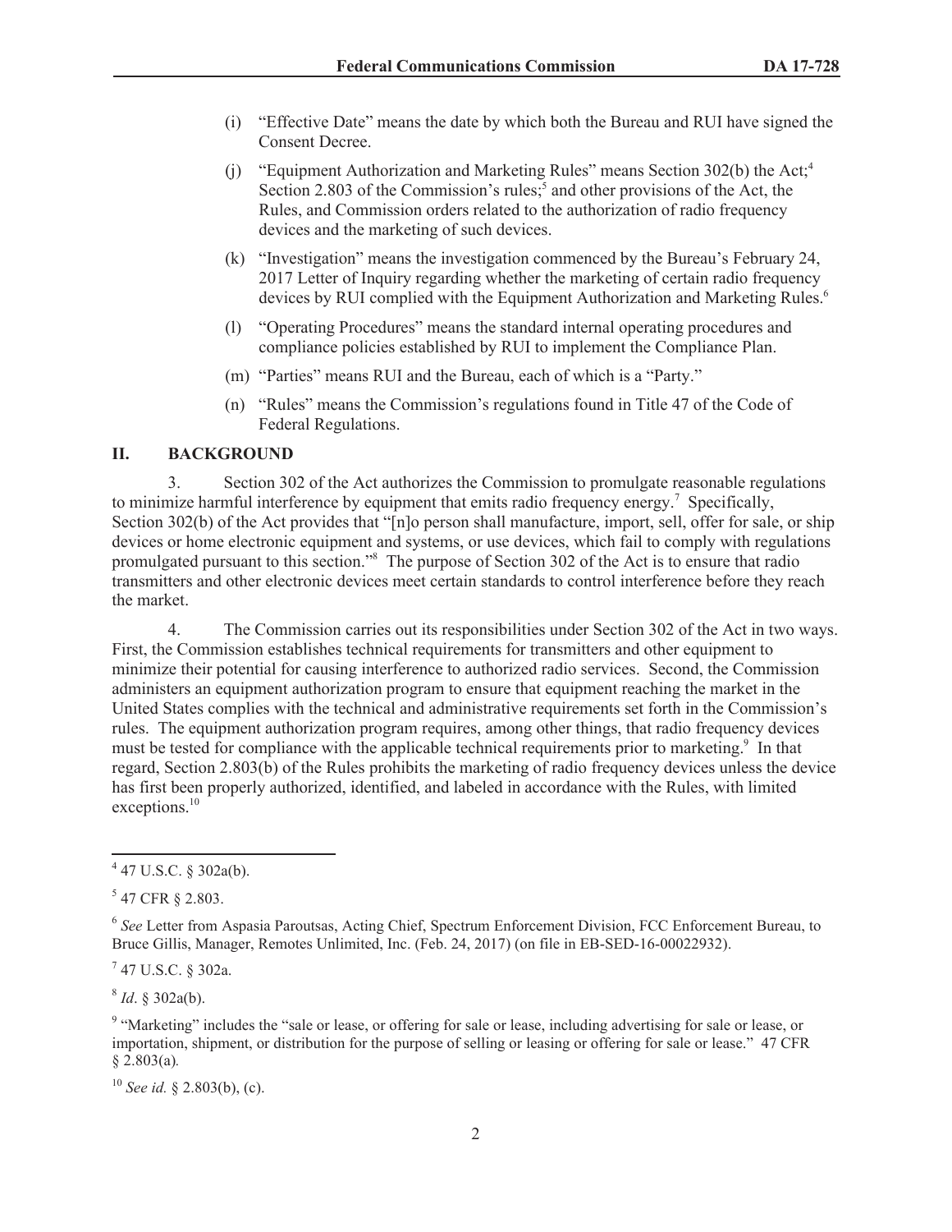(i) "Effective Date" means the date by which both the Bureau and RUI have signed the Consent Decree.

(j) "Equipment Authorization and Marketing Rules" means Section 302(b) the Act;[4] Section 2.803 of the Commission's rules;[5] and other provisions of the Act, the Rules, and Commission orders related to the authorization of radio frequency devices and the marketing of such devices.

(k) "Investigation" means the investigation commenced by the Bureau's February 24, 2017 Letter of Inquiry regarding whether the marketing of certain radio frequency devices by RUI complied with the Equipment Authorization and Marketing Rules.[6]

(l) "Operating Procedures" means the standard internal operating procedures and compliance policies established by RUI to implement the Compliance Plan.

(m) "Parties" means RUI and the Bureau, each of which is a "Party."

(n) "Rules" means the Commission's regulations found in Title 47 of the Code of Federal Regulations.

## II. BACKGROUND

3. Section 302 of the Act authorizes the Commission to promulgate reasonable regulations to minimize harmful interference by equipment that emits radio frequency energy.[7] Specifically, Section 302(b) of the Act provides that "[n]o person shall manufacture, import, sell, offer for sale, or ship devices or home electronic equipment and systems, or use devices, which fail to comply with regulations promulgated pursuant to this section."[8] The purpose of Section 302 of the Act is to ensure that radio transmitters and other electronic devices meet certain standards to control interference before they reach the market.

4. The Commission carries out its responsibilities under Section 302 of the Act in two ways. First, the Commission establishes technical requirements for transmitters and other equipment to minimize their potential for causing interference to authorized radio services. Second, the Commission administers an equipment authorization program to ensure that equipment reaching the market in the United States complies with the technical and administrative requirements set forth in the Commission's rules. The equipment authorization program requires, among other things, that radio frequency devices must be tested for compliance with the applicable technical requirements prior to marketing.[9] In that regard, Section 2.803(b) of the Rules prohibits the marketing of radio frequency devices unless the device has first been properly authorized, identified, and labeled in accordance with the Rules, with limited exceptions.[10]

---

[4] 47 U.S.C. § 302a(b).

[5] 47 CFR § 2.803.

[6] *See* Letter from Aspasia Paroutsas, Acting Chief, Spectrum Enforcement Division, FCC Enforcement Bureau, to Bruce Gillis, Manager, Remotes Unlimited, Inc. (Feb. 24, 2017) (on file in EB-SED-16-00022932).

[7] 47 U.S.C. § 302a.

[8] *Id*. § 302a(b).

[9] "Marketing" includes the "sale or lease, or offering for sale or lease, including advertising for sale or lease, or importation, shipment, or distribution for the purpose of selling or leasing or offering for sale or lease." 47 CFR § 2.803(a).

[10] *See id.* § 2.803(b), (c).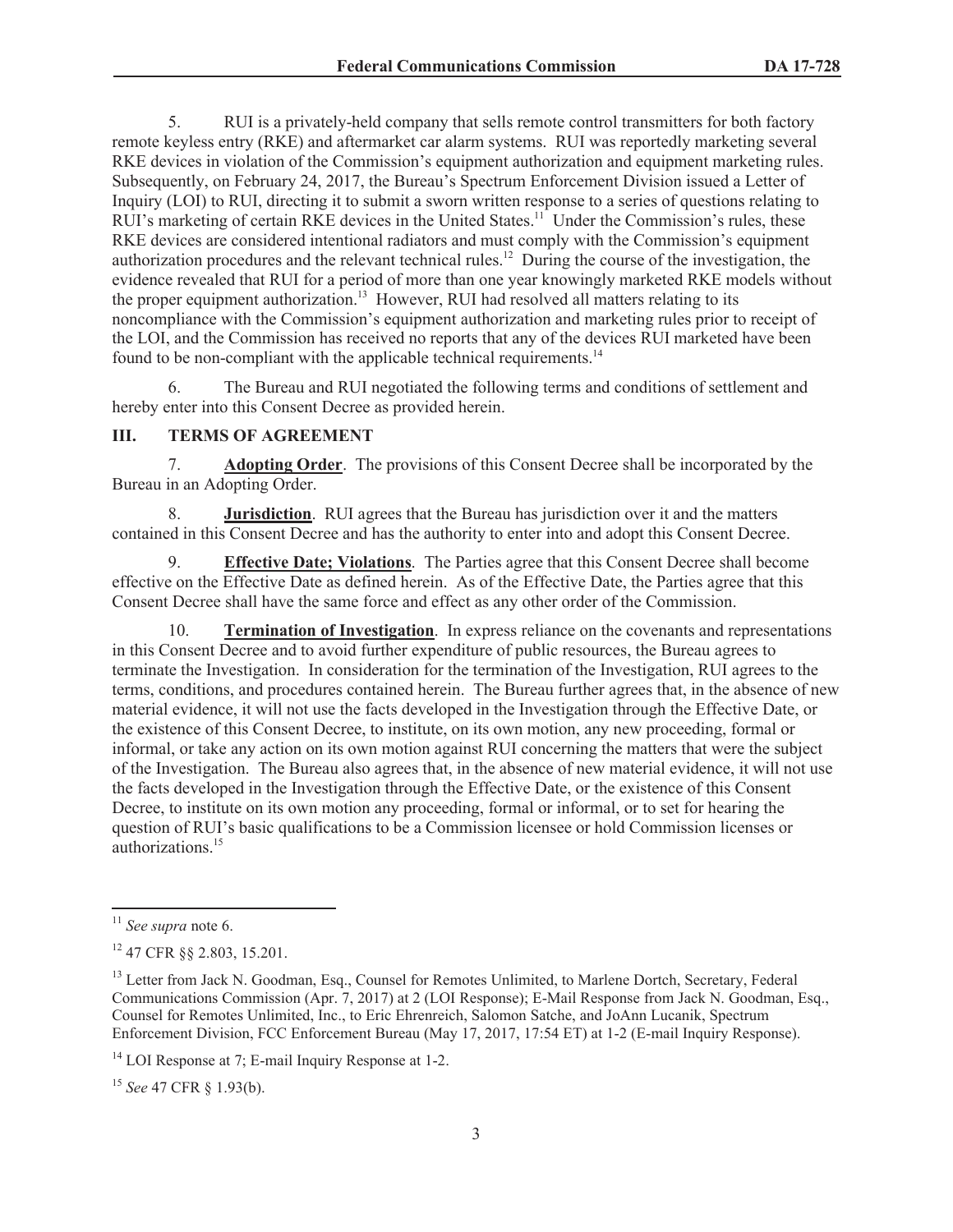5. RUI is a privately-held company that sells remote control transmitters for both factory remote keyless entry (RKE) and aftermarket car alarm systems. RUI was reportedly marketing several RKE devices in violation of the Commission's equipment authorization and equipment marketing rules. Subsequently, on February 24, 2017, the Bureau's Spectrum Enforcement Division issued a Letter of Inquiry (LOI) to RUI, directing it to submit a sworn written response to a series of questions relating to RUI's marketing of certain RKE devices in the United States.[11] Under the Commission's rules, these RKE devices are considered intentional radiators and must comply with the Commission's equipment authorization procedures and the relevant technical rules.[12] During the course of the investigation, the evidence revealed that RUI for a period of more than one year knowingly marketed RKE models without the proper equipment authorization.[13] However, RUI had resolved all matters relating to its noncompliance with the Commission's equipment authorization and marketing rules prior to receipt of the LOI, and the Commission has received no reports that any of the devices RUI marketed have been found to be non-compliant with the applicable technical requirements.[14]

6. The Bureau and RUI negotiated the following terms and conditions of settlement and hereby enter into this Consent Decree as provided herein.

## III. TERMS OF AGREEMENT

7. **Adopting Order**. The provisions of this Consent Decree shall be incorporated by the Bureau in an Adopting Order.

8. **Jurisdiction**. RUI agrees that the Bureau has jurisdiction over it and the matters contained in this Consent Decree and has the authority to enter into and adopt this Consent Decree.

9. **Effective Date; Violations**. The Parties agree that this Consent Decree shall become effective on the Effective Date as defined herein. As of the Effective Date, the Parties agree that this Consent Decree shall have the same force and effect as any other order of the Commission.

10. **Termination of Investigation**. In express reliance on the covenants and representations in this Consent Decree and to avoid further expenditure of public resources, the Bureau agrees to terminate the Investigation. In consideration for the termination of the Investigation, RUI agrees to the terms, conditions, and procedures contained herein. The Bureau further agrees that, in the absence of new material evidence, it will not use the facts developed in the Investigation through the Effective Date, or the existence of this Consent Decree, to institute, on its own motion, any new proceeding, formal or informal, or take any action on its own motion against RUI concerning the matters that were the subject of the Investigation. The Bureau also agrees that, in the absence of new material evidence, it will not use the facts developed in the Investigation through the Effective Date, or the existence of this Consent Decree, to institute on its own motion any proceeding, formal or informal, or to set for hearing the question of RUI's basic qualifications to be a Commission licensee or hold Commission licenses or authorizations.[15]

---

[11] *See supra* note 6.

[12] 47 CFR §§ 2.803, 15.201.

[13] Letter from Jack N. Goodman, Esq., Counsel for Remotes Unlimited, to Marlene Dortch, Secretary, Federal Communications Commission (Apr. 7, 2017) at 2 (LOI Response); E-Mail Response from Jack N. Goodman, Esq., Counsel for Remotes Unlimited, Inc., to Eric Ehrenreich, Salomon Satche, and JoAnn Lucanik, Spectrum Enforcement Division, FCC Enforcement Bureau (May 17, 2017, 17:54 ET) at 1-2 (E-mail Inquiry Response).

[14] LOI Response at 7; E-mail Inquiry Response at 1-2.

[15] *See* 47 CFR § 1.93(b).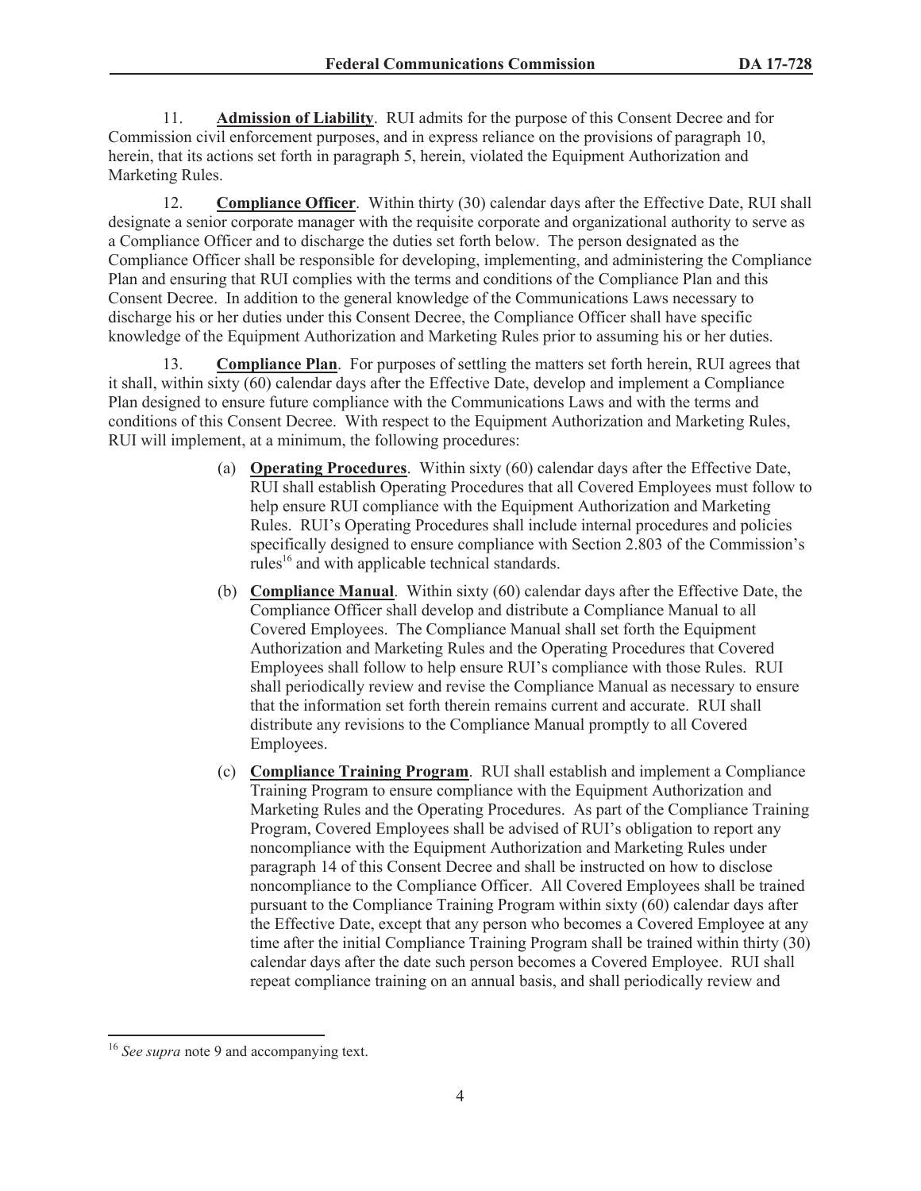11. **Admission of Liability**. RUI admits for the purpose of this Consent Decree and for Commission civil enforcement purposes, and in express reliance on the provisions of paragraph 10, herein, that its actions set forth in paragraph 5, herein, violated the Equipment Authorization and Marketing Rules.

12. **Compliance Officer**. Within thirty (30) calendar days after the Effective Date, RUI shall designate a senior corporate manager with the requisite corporate and organizational authority to serve as a Compliance Officer and to discharge the duties set forth below. The person designated as the Compliance Officer shall be responsible for developing, implementing, and administering the Compliance Plan and ensuring that RUI complies with the terms and conditions of the Compliance Plan and this Consent Decree. In addition to the general knowledge of the Communications Laws necessary to discharge his or her duties under this Consent Decree, the Compliance Officer shall have specific knowledge of the Equipment Authorization and Marketing Rules prior to assuming his or her duties.

13. **Compliance Plan**. For purposes of settling the matters set forth herein, RUI agrees that it shall, within sixty (60) calendar days after the Effective Date, develop and implement a Compliance Plan designed to ensure future compliance with the Communications Laws and with the terms and conditions of this Consent Decree. With respect to the Equipment Authorization and Marketing Rules, RUI will implement, at a minimum, the following procedures:

(a) **Operating Procedures**. Within sixty (60) calendar days after the Effective Date, RUI shall establish Operating Procedures that all Covered Employees must follow to help ensure RUI compliance with the Equipment Authorization and Marketing Rules. RUI's Operating Procedures shall include internal procedures and policies specifically designed to ensure compliance with Section 2.803 of the Commission's rules[16] and with applicable technical standards.

(b) **Compliance Manual**. Within sixty (60) calendar days after the Effective Date, the Compliance Officer shall develop and distribute a Compliance Manual to all Covered Employees. The Compliance Manual shall set forth the Equipment Authorization and Marketing Rules and the Operating Procedures that Covered Employees shall follow to help ensure RUI's compliance with those Rules. RUI shall periodically review and revise the Compliance Manual as necessary to ensure that the information set forth therein remains current and accurate. RUI shall distribute any revisions to the Compliance Manual promptly to all Covered Employees.

(c) **Compliance Training Program**. RUI shall establish and implement a Compliance Training Program to ensure compliance with the Equipment Authorization and Marketing Rules and the Operating Procedures. As part of the Compliance Training Program, Covered Employees shall be advised of RUI's obligation to report any noncompliance with the Equipment Authorization and Marketing Rules under paragraph 14 of this Consent Decree and shall be instructed on how to disclose noncompliance to the Compliance Officer. All Covered Employees shall be trained pursuant to the Compliance Training Program within sixty (60) calendar days after the Effective Date, except that any person who becomes a Covered Employee at any time after the initial Compliance Training Program shall be trained within thirty (30) calendar days after the date such person becomes a Covered Employee. RUI shall repeat compliance training on an annual basis, and shall periodically review and

[16] *See supra* note 9 and accompanying text.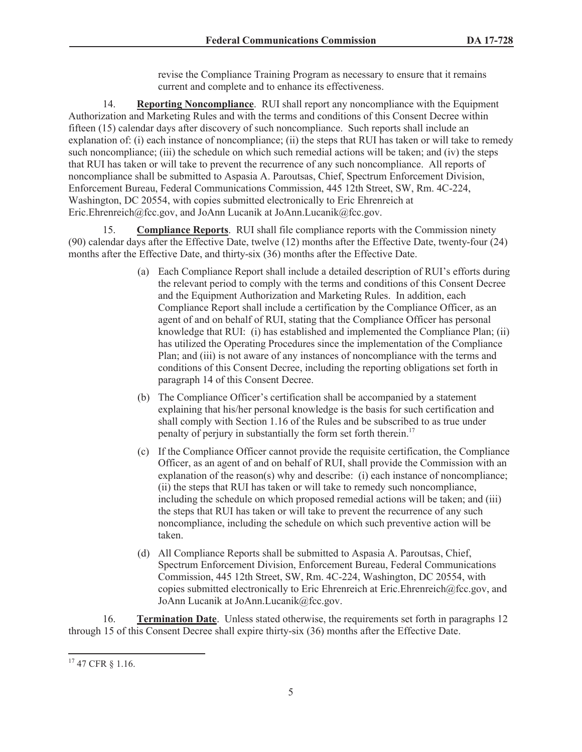revise the Compliance Training Program as necessary to ensure that it remains current and complete and to enhance its effectiveness.

14. **Reporting Noncompliance**. RUI shall report any noncompliance with the Equipment Authorization and Marketing Rules and with the terms and conditions of this Consent Decree within fifteen (15) calendar days after discovery of such noncompliance. Such reports shall include an explanation of: (i) each instance of noncompliance; (ii) the steps that RUI has taken or will take to remedy such noncompliance; (iii) the schedule on which such remedial actions will be taken; and (iv) the steps that RUI has taken or will take to prevent the recurrence of any such noncompliance. All reports of noncompliance shall be submitted to Aspasia A. Paroutsas, Chief, Spectrum Enforcement Division, Enforcement Bureau, Federal Communications Commission, 445 12th Street, SW, Rm. 4C-224, Washington, DC 20554, with copies submitted electronically to Eric Ehrenreich at Eric.Ehrenreich@fcc.gov, and JoAnn Lucanik at JoAnn.Lucanik@fcc.gov.

15. **Compliance Reports**. RUI shall file compliance reports with the Commission ninety (90) calendar days after the Effective Date, twelve (12) months after the Effective Date, twenty-four (24) months after the Effective Date, and thirty-six (36) months after the Effective Date.

(a) Each Compliance Report shall include a detailed description of RUI's efforts during the relevant period to comply with the terms and conditions of this Consent Decree and the Equipment Authorization and Marketing Rules. In addition, each Compliance Report shall include a certification by the Compliance Officer, as an agent of and on behalf of RUI, stating that the Compliance Officer has personal knowledge that RUI: (i) has established and implemented the Compliance Plan; (ii) has utilized the Operating Procedures since the implementation of the Compliance Plan; and (iii) is not aware of any instances of noncompliance with the terms and conditions of this Consent Decree, including the reporting obligations set forth in paragraph 14 of this Consent Decree.

(b) The Compliance Officer's certification shall be accompanied by a statement explaining that his/her personal knowledge is the basis for such certification and shall comply with Section 1.16 of the Rules and be subscribed to as true under penalty of perjury in substantially the form set forth therein.[17]

(c) If the Compliance Officer cannot provide the requisite certification, the Compliance Officer, as an agent of and on behalf of RUI, shall provide the Commission with an explanation of the reason(s) why and describe: (i) each instance of noncompliance; (ii) the steps that RUI has taken or will take to remedy such noncompliance, including the schedule on which proposed remedial actions will be taken; and (iii) the steps that RUI has taken or will take to prevent the recurrence of any such noncompliance, including the schedule on which such preventive action will be taken.

(d) All Compliance Reports shall be submitted to Aspasia A. Paroutsas, Chief, Spectrum Enforcement Division, Enforcement Bureau, Federal Communications Commission, 445 12th Street, SW, Rm. 4C-224, Washington, DC 20554, with copies submitted electronically to Eric Ehrenreich at Eric.Ehrenreich@fcc.gov, and JoAnn Lucanik at JoAnn.Lucanik@fcc.gov.

16. **Termination Date**. Unless stated otherwise, the requirements set forth in paragraphs 12 through 15 of this Consent Decree shall expire thirty-six (36) months after the Effective Date.

---

[17] 47 CFR § 1.16.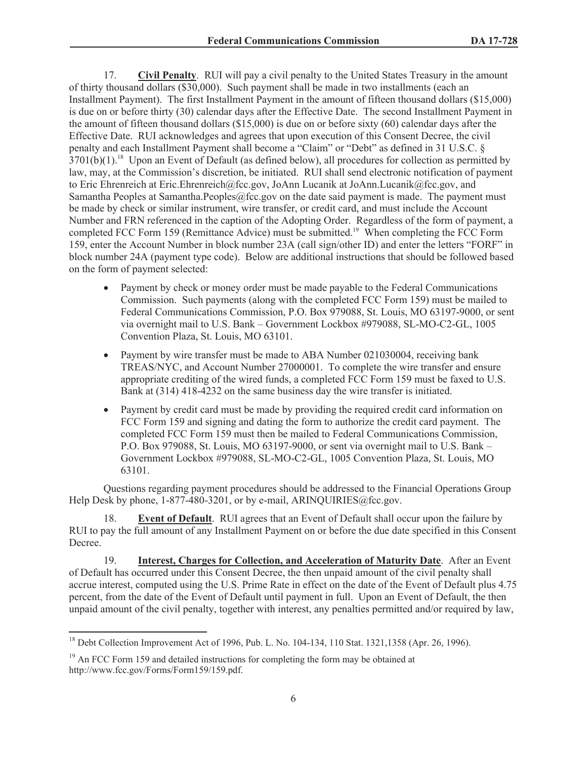17. **Civil Penalty**. RUI will pay a civil penalty to the United States Treasury in the amount of thirty thousand dollars ($30,000). Such payment shall be made in two installments (each an Installment Payment). The first Installment Payment in the amount of fifteen thousand dollars ($15,000) is due on or before thirty (30) calendar days after the Effective Date. The second Installment Payment in the amount of fifteen thousand dollars ($15,000) is due on or before sixty (60) calendar days after the Effective Date. RUI acknowledges and agrees that upon execution of this Consent Decree, the civil penalty and each Installment Payment shall become a "Claim" or "Debt" as defined in 31 U.S.C. § 3701(b)(1).[18] Upon an Event of Default (as defined below), all procedures for collection as permitted by law, may, at the Commission's discretion, be initiated. RUI shall send electronic notification of payment to Eric Ehrenreich at Eric.Ehrenreich@fcc.gov, JoAnn Lucanik at JoAnn.Lucanik@fcc.gov, and Samantha Peoples at Samantha.Peoples@fcc.gov on the date said payment is made. The payment must be made by check or similar instrument, wire transfer, or credit card, and must include the Account Number and FRN referenced in the caption of the Adopting Order. Regardless of the form of payment, a completed FCC Form 159 (Remittance Advice) must be submitted.[19] When completing the FCC Form 159, enter the Account Number in block number 23A (call sign/other ID) and enter the letters "FORF" in block number 24A (payment type code). Below are additional instructions that should be followed based on the form of payment selected:

- Payment by check or money order must be made payable to the Federal Communications Commission. Such payments (along with the completed FCC Form 159) must be mailed to Federal Communications Commission, P.O. Box 979088, St. Louis, MO 63197-9000, or sent via overnight mail to U.S. Bank – Government Lockbox #979088, SL-MO-C2-GL, 1005 Convention Plaza, St. Louis, MO 63101.
- Payment by wire transfer must be made to ABA Number 021030004, receiving bank TREAS/NYC, and Account Number 27000001. To complete the wire transfer and ensure appropriate crediting of the wired funds, a completed FCC Form 159 must be faxed to U.S. Bank at (314) 418-4232 on the same business day the wire transfer is initiated.
- Payment by credit card must be made by providing the required credit card information on FCC Form 159 and signing and dating the form to authorize the credit card payment. The completed FCC Form 159 must then be mailed to Federal Communications Commission, P.O. Box 979088, St. Louis, MO 63197-9000, or sent via overnight mail to U.S. Bank – Government Lockbox #979088, SL-MO-C2-GL, 1005 Convention Plaza, St. Louis, MO 63101.

Questions regarding payment procedures should be addressed to the Financial Operations Group Help Desk by phone, 1-877-480-3201, or by e-mail, ARINQUIRIES@fcc.gov.

18. **Event of Default**. RUI agrees that an Event of Default shall occur upon the failure by RUI to pay the full amount of any Installment Payment on or before the due date specified in this Consent Decree.

19. **Interest, Charges for Collection, and Acceleration of Maturity Date**. After an Event of Default has occurred under this Consent Decree, the then unpaid amount of the civil penalty shall accrue interest, computed using the U.S. Prime Rate in effect on the date of the Event of Default plus 4.75 percent, from the date of the Event of Default until payment in full. Upon an Event of Default, the then unpaid amount of the civil penalty, together with interest, any penalties permitted and/or required by law,

[18] Debt Collection Improvement Act of 1996, Pub. L. No. 104-134, 110 Stat. 1321,1358 (Apr. 26, 1996).

[19] An FCC Form 159 and detailed instructions for completing the form may be obtained at http://www.fcc.gov/Forms/Form159/159.pdf.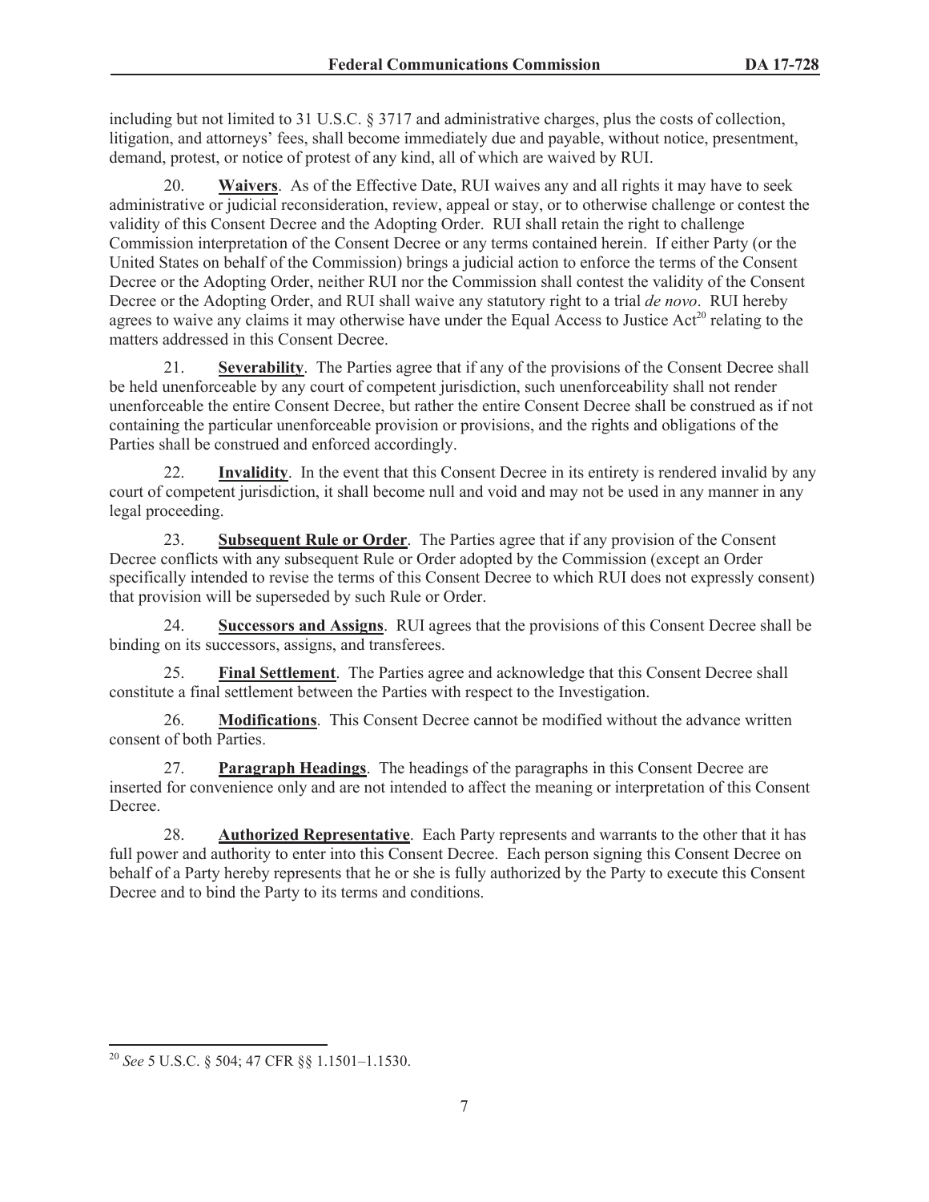including but not limited to 31 U.S.C. § 3717 and administrative charges, plus the costs of collection, litigation, and attorneys' fees, shall become immediately due and payable, without notice, presentment, demand, protest, or notice of protest of any kind, all of which are waived by RUI.

20. **Waivers**. As of the Effective Date, RUI waives any and all rights it may have to seek administrative or judicial reconsideration, review, appeal or stay, or to otherwise challenge or contest the validity of this Consent Decree and the Adopting Order. RUI shall retain the right to challenge Commission interpretation of the Consent Decree or any terms contained herein. If either Party (or the United States on behalf of the Commission) brings a judicial action to enforce the terms of the Consent Decree or the Adopting Order, neither RUI nor the Commission shall contest the validity of the Consent Decree or the Adopting Order, and RUI shall waive any statutory right to a trial *de novo*. RUI hereby agrees to waive any claims it may otherwise have under the Equal Access to Justice Act[20] relating to the matters addressed in this Consent Decree.

21. **Severability**. The Parties agree that if any of the provisions of the Consent Decree shall be held unenforceable by any court of competent jurisdiction, such unenforceability shall not render unenforceable the entire Consent Decree, but rather the entire Consent Decree shall be construed as if not containing the particular unenforceable provision or provisions, and the rights and obligations of the Parties shall be construed and enforced accordingly.

22. **Invalidity**. In the event that this Consent Decree in its entirety is rendered invalid by any court of competent jurisdiction, it shall become null and void and may not be used in any manner in any legal proceeding.

23. **Subsequent Rule or Order**. The Parties agree that if any provision of the Consent Decree conflicts with any subsequent Rule or Order adopted by the Commission (except an Order specifically intended to revise the terms of this Consent Decree to which RUI does not expressly consent) that provision will be superseded by such Rule or Order.

24. **Successors and Assigns**. RUI agrees that the provisions of this Consent Decree shall be binding on its successors, assigns, and transferees.

25. **Final Settlement**. The Parties agree and acknowledge that this Consent Decree shall constitute a final settlement between the Parties with respect to the Investigation.

26. **Modifications**. This Consent Decree cannot be modified without the advance written consent of both Parties.

27. **Paragraph Headings**. The headings of the paragraphs in this Consent Decree are inserted for convenience only and are not intended to affect the meaning or interpretation of this Consent Decree.

28. **Authorized Representative**. Each Party represents and warrants to the other that it has full power and authority to enter into this Consent Decree. Each person signing this Consent Decree on behalf of a Party hereby represents that he or she is fully authorized by the Party to execute this Consent Decree and to bind the Party to its terms and conditions.

---

[20] *See* 5 U.S.C. § 504; 47 CFR §§ 1.1501–1.1530.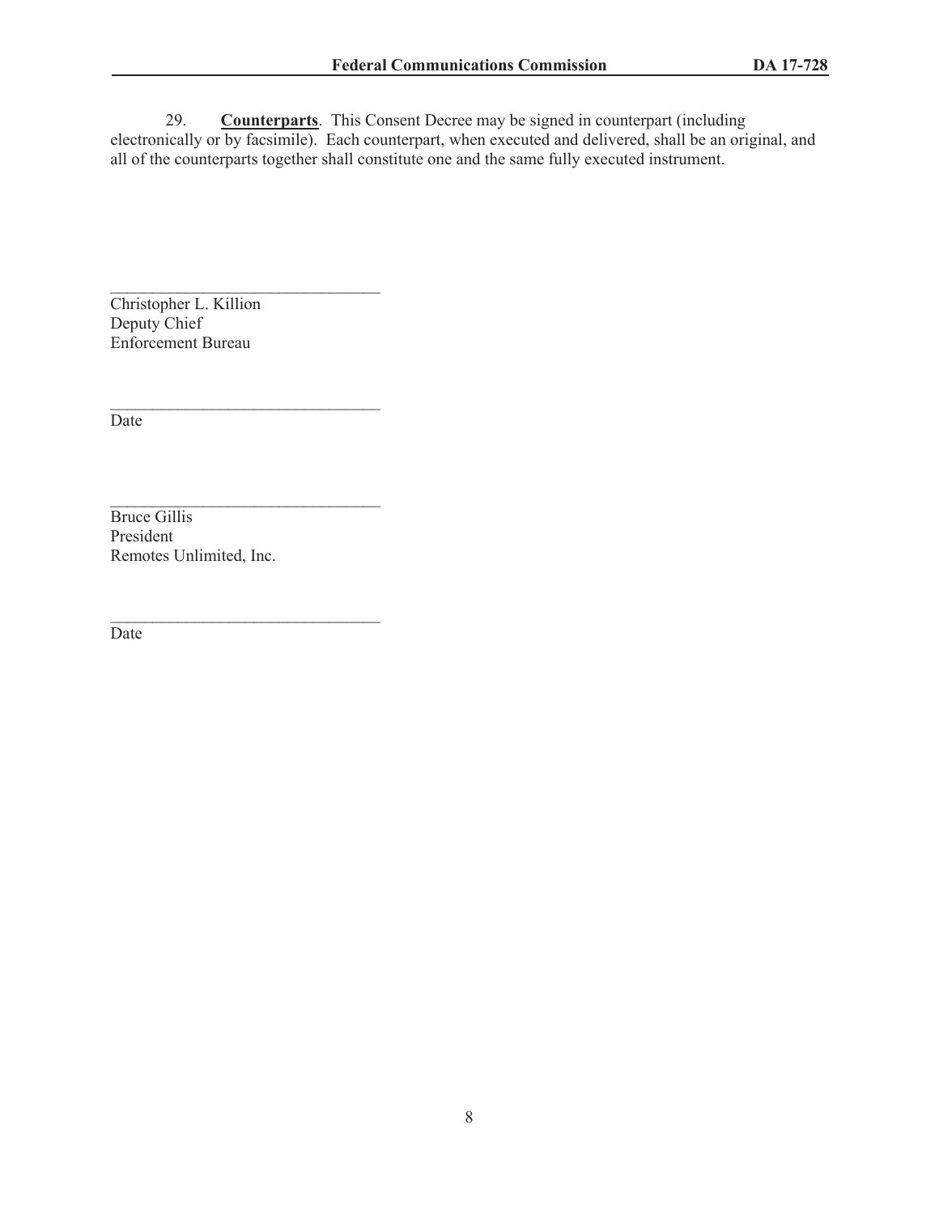29. **Counterparts**. This Consent Decree may be signed in counterpart (including electronically or by facsimile). Each counterpart, when executed and delivered, shall be an original, and all of the counterparts together shall constitute one and the same fully executed instrument.

\_\_\_\_\_\_\_\_\_\_\_\_\_\_\_\_\_\_\_\_\_\_\_\_\_\_\_\_\_\_\_\_
Christopher L. Killion
Deputy Chief
Enforcement Bureau

\_\_\_\_\_\_\_\_\_\_\_\_\_\_\_\_\_\_\_\_\_\_\_\_\_\_\_\_\_\_\_\_
Date

\_\_\_\_\_\_\_\_\_\_\_\_\_\_\_\_\_\_\_\_\_\_\_\_\_\_\_\_\_\_\_\_
Bruce Gillis
President
Remotes Unlimited, Inc.

\_\_\_\_\_\_\_\_\_\_\_\_\_\_\_\_\_\_\_\_\_\_\_\_\_\_\_\_\_\_\_\_
Date